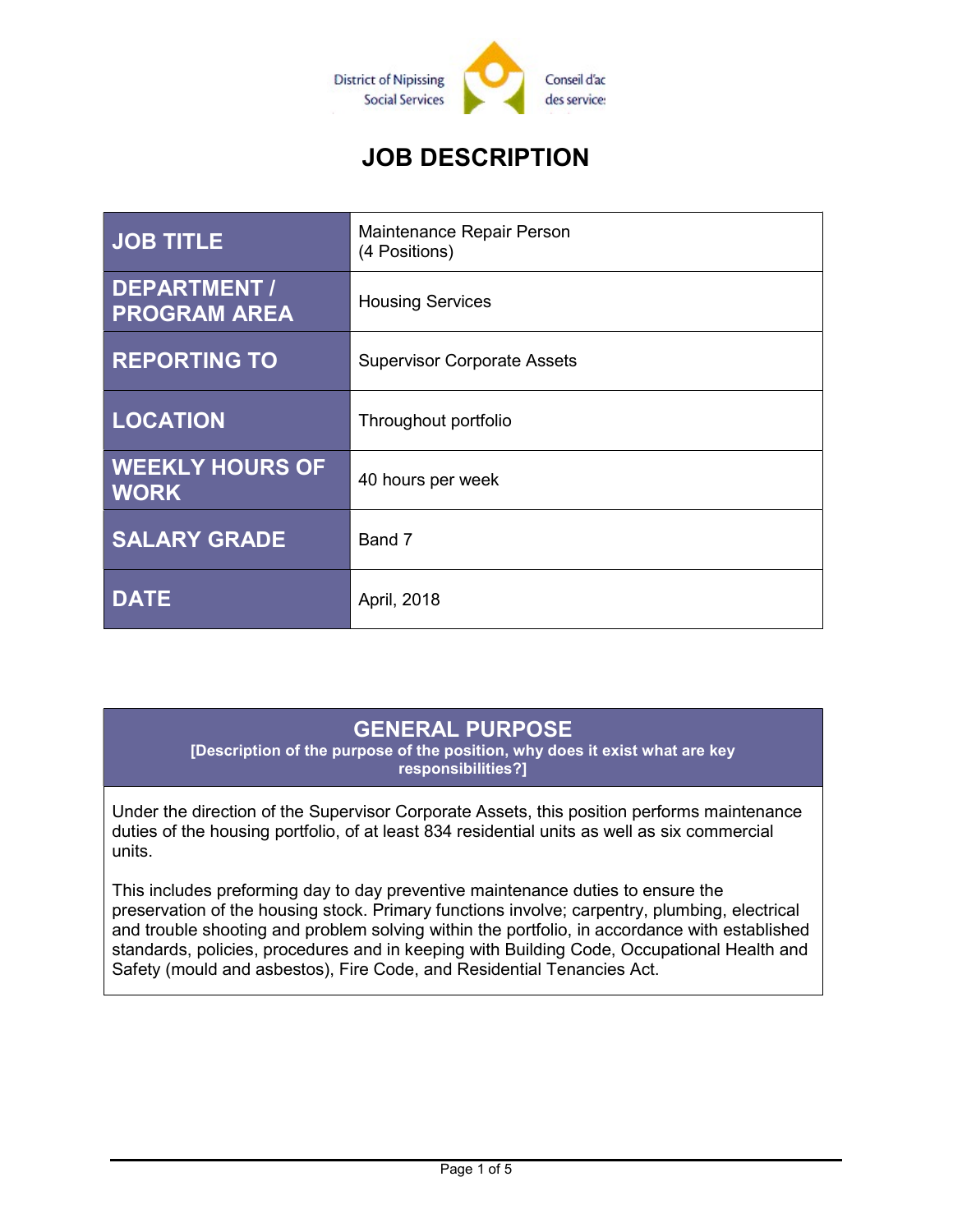District of Nipissing Social Services | Conseil d'ac des service:

# JOB DESCRIPTION

| | |
|---|---|
| **JOB TITLE** | Maintenance Repair Person (4 Positions) |
| **DEPARTMENT / PROGRAM AREA** | Housing Services |
| **REPORTING TO** | Supervisor Corporate Assets |
| **LOCATION** | Throughout portfolio |
| **WEEKLY HOURS OF WORK** | 40 hours per week |
| **SALARY GRADE** | Band 7 |
| **DATE** | April, 2018 |

## GENERAL PURPOSE

**[Description of the purpose of the position, why does it exist what are key responsibilities?]**

Under the direction of the Supervisor Corporate Assets, this position performs maintenance duties of the housing portfolio, of at least 834 residential units as well as six commercial units.

This includes preforming day to day preventive maintenance duties to ensure the preservation of the housing stock. Primary functions involve; carpentry, plumbing, electrical and trouble shooting and problem solving within the portfolio, in accordance with established standards, policies, procedures and in keeping with Building Code, Occupational Health and Safety (mould and asbestos), Fire Code, and Residential Tenancies Act.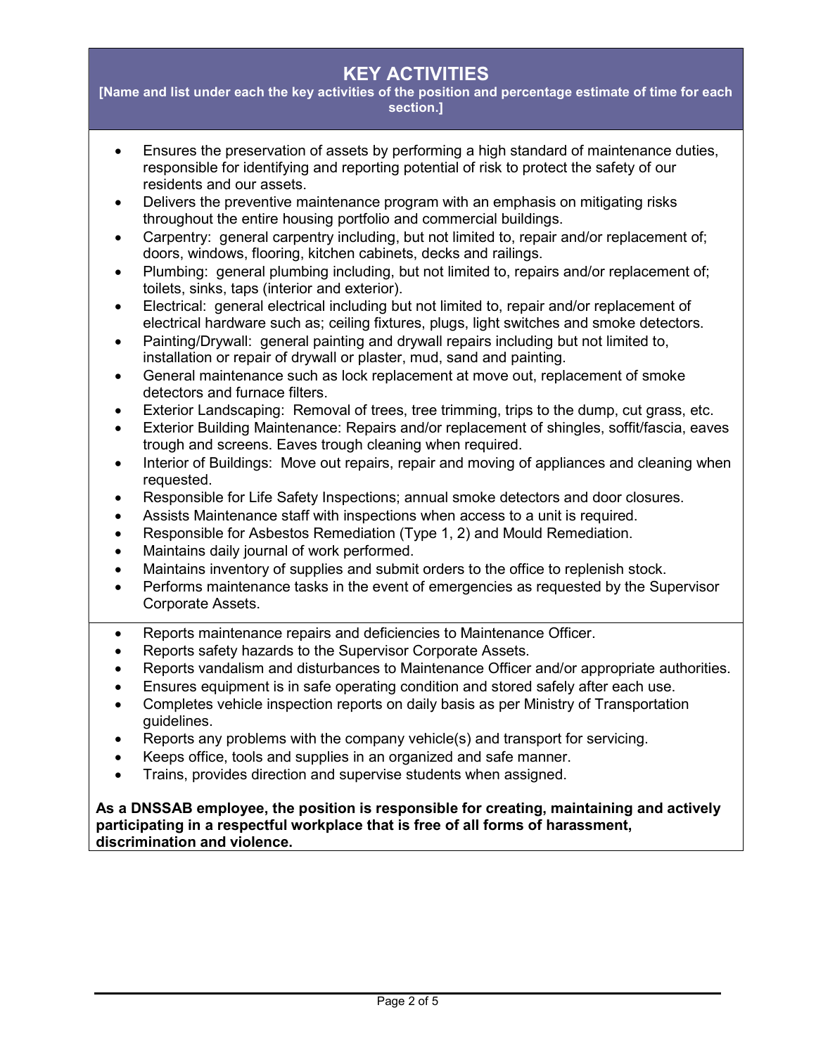## KEY ACTIVITIES

**[Name and list under each the key activities of the position and percentage estimate of time for each section.]**

- Ensures the preservation of assets by performing a high standard of maintenance duties, responsible for identifying and reporting potential of risk to protect the safety of our residents and our assets.
- Delivers the preventive maintenance program with an emphasis on mitigating risks throughout the entire housing portfolio and commercial buildings.
- Carpentry: general carpentry including, but not limited to, repair and/or replacement of; doors, windows, flooring, kitchen cabinets, decks and railings.
- Plumbing: general plumbing including, but not limited to, repairs and/or replacement of; toilets, sinks, taps (interior and exterior).
- Electrical: general electrical including but not limited to, repair and/or replacement of electrical hardware such as; ceiling fixtures, plugs, light switches and smoke detectors.
- Painting/Drywall: general painting and drywall repairs including but not limited to, installation or repair of drywall or plaster, mud, sand and painting.
- General maintenance such as lock replacement at move out, replacement of smoke detectors and furnace filters.
- Exterior Landscaping: Removal of trees, tree trimming, trips to the dump, cut grass, etc.
- Exterior Building Maintenance: Repairs and/or replacement of shingles, soffit/fascia, eaves trough and screens. Eaves trough cleaning when required.
- Interior of Buildings: Move out repairs, repair and moving of appliances and cleaning when requested.
- Responsible for Life Safety Inspections; annual smoke detectors and door closures.
- Assists Maintenance staff with inspections when access to a unit is required.
- Responsible for Asbestos Remediation (Type 1, 2) and Mould Remediation.
- Maintains daily journal of work performed.
- Maintains inventory of supplies and submit orders to the office to replenish stock.
- Performs maintenance tasks in the event of emergencies as requested by the Supervisor Corporate Assets.
- Reports maintenance repairs and deficiencies to Maintenance Officer.
- Reports safety hazards to the Supervisor Corporate Assets.
- Reports vandalism and disturbances to Maintenance Officer and/or appropriate authorities.
- Ensures equipment is in safe operating condition and stored safely after each use.
- Completes vehicle inspection reports on daily basis as per Ministry of Transportation guidelines.
- Reports any problems with the company vehicle(s) and transport for servicing.
- Keeps office, tools and supplies in an organized and safe manner.
- Trains, provides direction and supervise students when assigned.

**As a DNSSAB employee, the position is responsible for creating, maintaining and actively participating in a respectful workplace that is free of all forms of harassment, discrimination and violence.**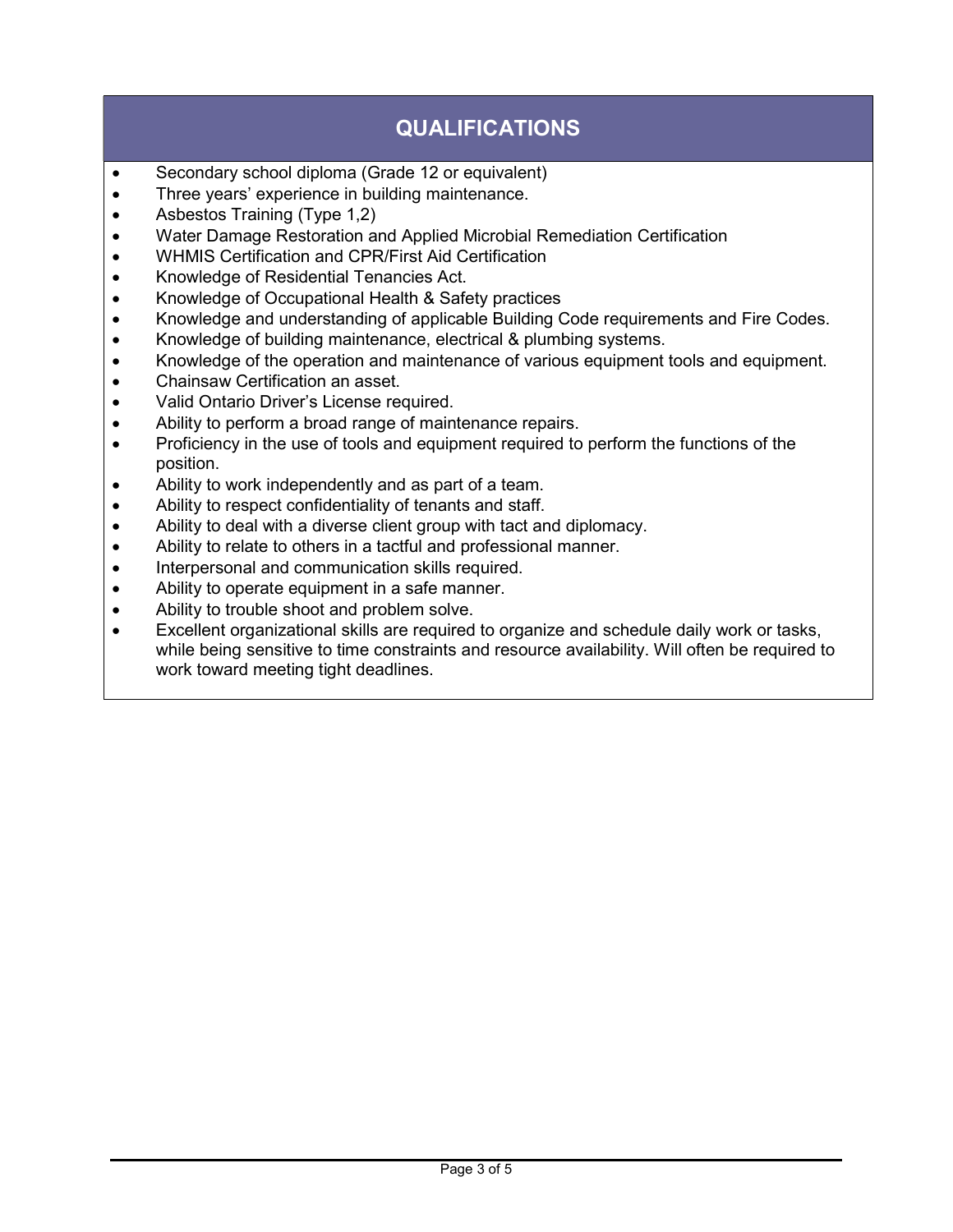## QUALIFICATIONS

- Secondary school diploma (Grade 12 or equivalent)
- Three years' experience in building maintenance.
- Asbestos Training (Type 1,2)
- Water Damage Restoration and Applied Microbial Remediation Certification
- WHMIS Certification and CPR/First Aid Certification
- Knowledge of Residential Tenancies Act.
- Knowledge of Occupational Health & Safety practices
- Knowledge and understanding of applicable Building Code requirements and Fire Codes.
- Knowledge of building maintenance, electrical & plumbing systems.
- Knowledge of the operation and maintenance of various equipment tools and equipment.
- Chainsaw Certification an asset.
- Valid Ontario Driver's License required.
- Ability to perform a broad range of maintenance repairs.
- Proficiency in the use of tools and equipment required to perform the functions of the position.
- Ability to work independently and as part of a team.
- Ability to respect confidentiality of tenants and staff.
- Ability to deal with a diverse client group with tact and diplomacy.
- Ability to relate to others in a tactful and professional manner.
- Interpersonal and communication skills required.
- Ability to operate equipment in a safe manner.
- Ability to trouble shoot and problem solve.
- Excellent organizational skills are required to organize and schedule daily work or tasks, while being sensitive to time constraints and resource availability. Will often be required to work toward meeting tight deadlines.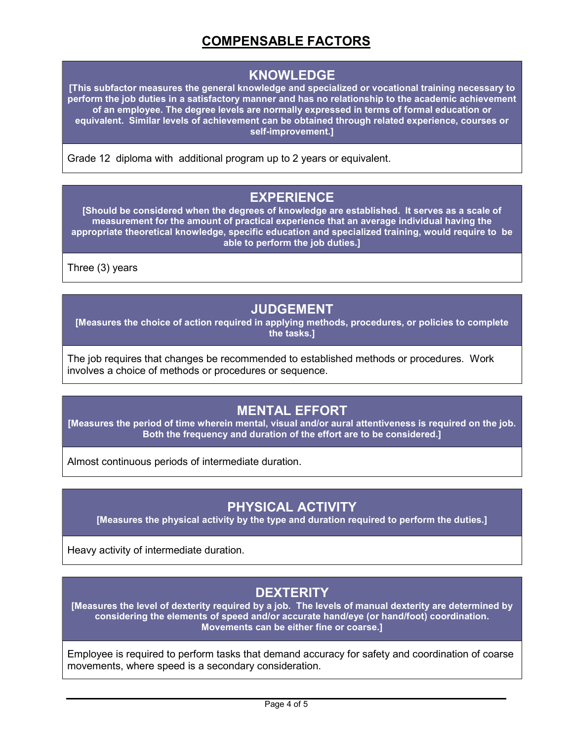# COMPENSABLE FACTORS

## KNOWLEDGE

**[This subfactor measures the general knowledge and specialized or vocational training necessary to perform the job duties in a satisfactory manner and has no relationship to the academic achievement of an employee. The degree levels are normally expressed in terms of formal education or equivalent. Similar levels of achievement can be obtained through related experience, courses or self-improvement.]**

Grade 12 diploma with additional program up to 2 years or equivalent.

## EXPERIENCE

**[Should be considered when the degrees of knowledge are established. It serves as a scale of measurement for the amount of practical experience that an average individual having the appropriate theoretical knowledge, specific education and specialized training, would require to be able to perform the job duties.]**

Three (3) years

## JUDGEMENT

**[Measures the choice of action required in applying methods, procedures, or policies to complete the tasks.]**

The job requires that changes be recommended to established methods or procedures. Work involves a choice of methods or procedures or sequence.

## MENTAL EFFORT

**[Measures the period of time wherein mental, visual and/or aural attentiveness is required on the job. Both the frequency and duration of the effort are to be considered.]**

Almost continuous periods of intermediate duration.

## PHYSICAL ACTIVITY

**[Measures the physical activity by the type and duration required to perform the duties.]**

Heavy activity of intermediate duration.

## DEXTERITY

**[Measures the level of dexterity required by a job. The levels of manual dexterity are determined by considering the elements of speed and/or accurate hand/eye (or hand/foot) coordination. Movements can be either fine or coarse.]**

Employee is required to perform tasks that demand accuracy for safety and coordination of coarse movements, where speed is a secondary consideration.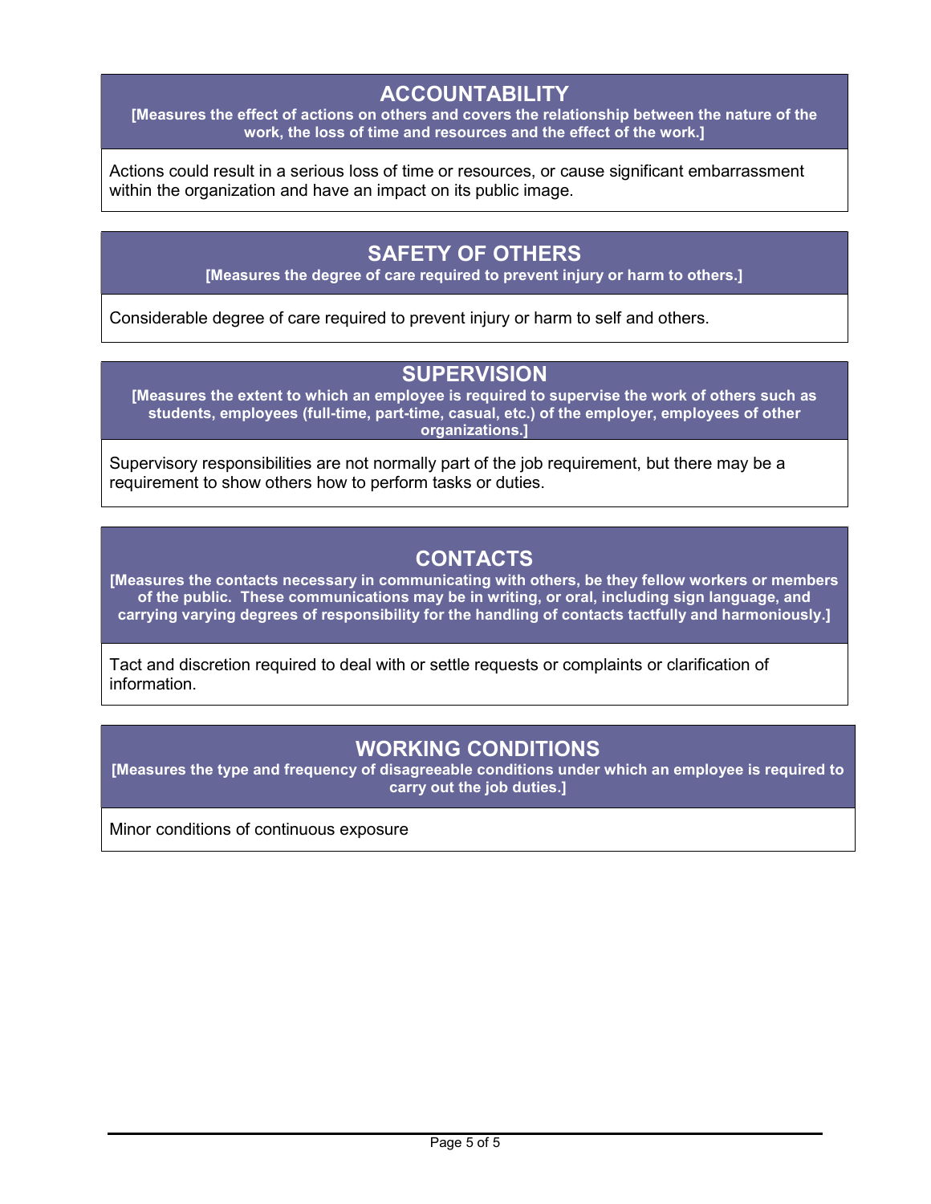## ACCOUNTABILITY

**[Measures the effect of actions on others and covers the relationship between the nature of the work, the loss of time and resources and the effect of the work.]**

Actions could result in a serious loss of time or resources, or cause significant embarrassment within the organization and have an impact on its public image.

## SAFETY OF OTHERS

**[Measures the degree of care required to prevent injury or harm to others.]**

Considerable degree of care required to prevent injury or harm to self and others.

## SUPERVISION

**[Measures the extent to which an employee is required to supervise the work of others such as students, employees (full-time, part-time, casual, etc.) of the employer, employees of other organizations.]**

Supervisory responsibilities are not normally part of the job requirement, but there may be a requirement to show others how to perform tasks or duties.

## CONTACTS

**[Measures the contacts necessary in communicating with others, be they fellow workers or members of the public. These communications may be in writing, or oral, including sign language, and carrying varying degrees of responsibility for the handling of contacts tactfully and harmoniously.]**

Tact and discretion required to deal with or settle requests or complaints or clarification of information.

## WORKING CONDITIONS

**[Measures the type and frequency of disagreeable conditions under which an employee is required to carry out the job duties.]**

Minor conditions of continuous exposure